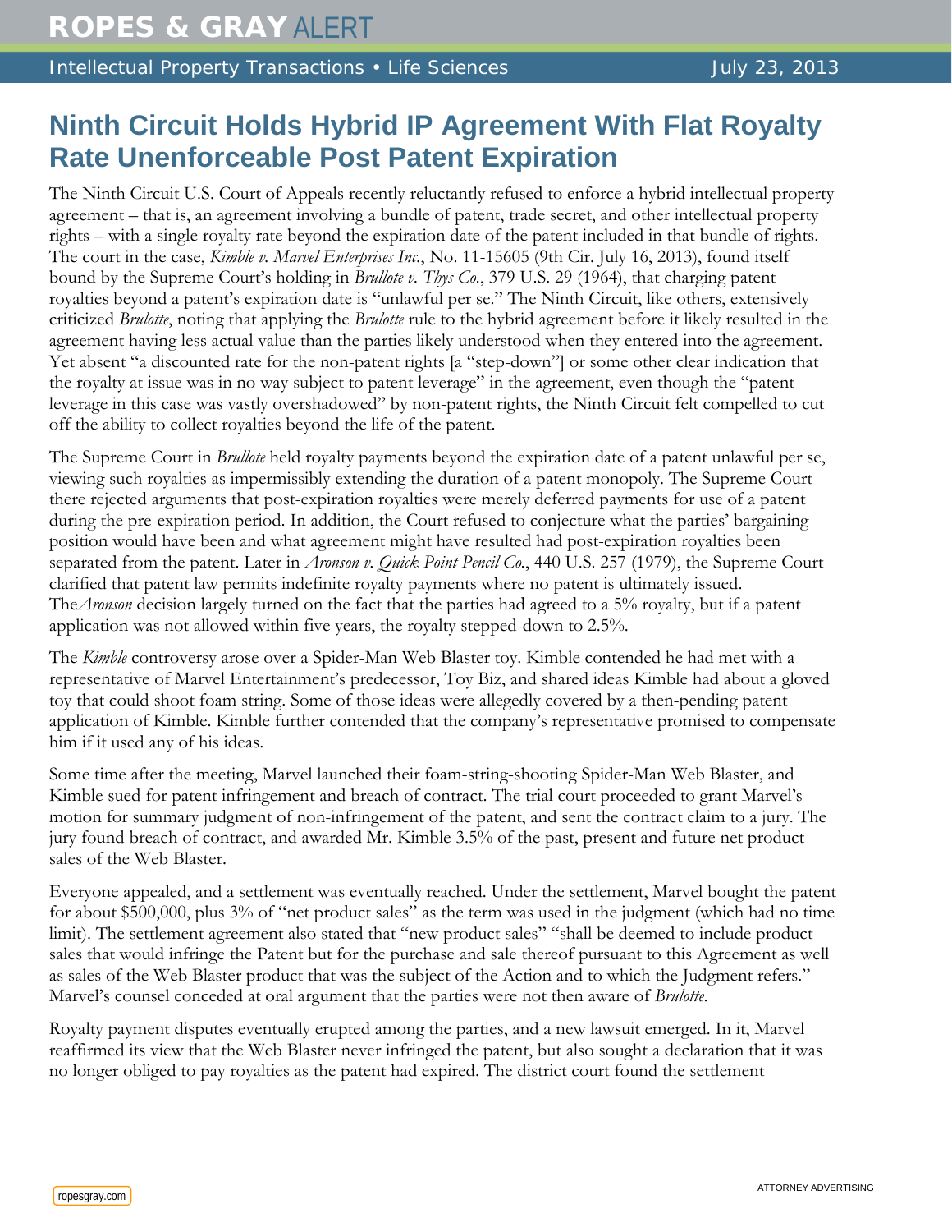# Ninth Circuit Holds Hybrid IP Agreement With Flat Royalty Rate Unenforceable Post Patent Expiration

The Ninth Circuit U.S. Court of Appeals recently reluctantly refused to enforce a hybrid intellectual property agreement – that is, an agreement involving a bundle of patent, trade secret, and other intellectual property rights – with a single royalty rate beyond the expiration date of the patent included in that bundle of rights. The court in the case, *Kimble v. Marvel Enterprises Inc.*, No. 11-15605 (9th Cir. July 16, 2013), found itself bound by the Supreme Court's holding in *Brullote v. Thys Co.*, 379 U.S. 29 (1964), that charging patent royalties beyond a patent's expiration date is "unlawful per se." The Ninth Circuit, like others, extensively criticized *Brulotte*, noting that applying the *Brulotte* rule to the hybrid agreement before it likely resulted in the agreement having less actual value than the parties likely understood when they entered into the agreement. Yet absent "a discounted rate for the non-patent rights [a "step-down"] or some other clear indication that the royalty at issue was in no way subject to patent leverage" in the agreement, even though the "patent leverage in this case was vastly overshadowed" by non-patent rights, the Ninth Circuit felt compelled to cut off the ability to collect royalties beyond the life of the patent.

The Supreme Court in *Brullote* held royalty payments beyond the expiration date of a patent unlawful per se, viewing such royalties as impermissibly extending the duration of a patent monopoly. The Supreme Court there rejected arguments that post-expiration royalties were merely deferred payments for use of a patent during the pre-expiration period. In addition, the Court refused to conjecture what the parties' bargaining position would have been and what agreement might have resulted had post-expiration royalties been separated from the patent. Later in *Aronson v. Quick Point Pencil Co.*, 440 U.S. 257 (1979), the Supreme Court clarified that patent law permits indefinite royalty payments where no patent is ultimately issued. The *Aronson* decision largely turned on the fact that the parties had agreed to a 5% royalty, but if a patent application was not allowed within five years, the royalty stepped-down to 2.5%.

The *Kimble* controversy arose over a Spider-Man Web Blaster toy. Kimble contended he had met with a representative of Marvel Entertainment's predecessor, Toy Biz, and shared ideas Kimble had about a gloved toy that could shoot foam string. Some of those ideas were allegedly covered by a then-pending patent application of Kimble. Kimble further contended that the company's representative promised to compensate him if it used any of his ideas.

Some time after the meeting, Marvel launched their foam-string-shooting Spider-Man Web Blaster, and Kimble sued for patent infringement and breach of contract. The trial court proceeded to grant Marvel's motion for summary judgment of non-infringement of the patent, and sent the contract claim to a jury. The jury found breach of contract, and awarded Mr. Kimble 3.5% of the past, present and future net product sales of the Web Blaster.

Everyone appealed, and a settlement was eventually reached. Under the settlement, Marvel bought the patent for about $500,000, plus 3% of "net product sales" as the term was used in the judgment (which had no time limit). The settlement agreement also stated that "new product sales" "shall be deemed to include product sales that would infringe the Patent but for the purchase and sale thereof pursuant to this Agreement as well as sales of the Web Blaster product that was the subject of the Action and to which the Judgment refers." Marvel's counsel conceded at oral argument that the parties were not then aware of *Brulotte*.

Royalty payment disputes eventually erupted among the parties, and a new lawsuit emerged. In it, Marvel reaffirmed its view that the Web Blaster never infringed the patent, but also sought a declaration that it was no longer obliged to pay royalties as the patent had expired. The district court found the settlement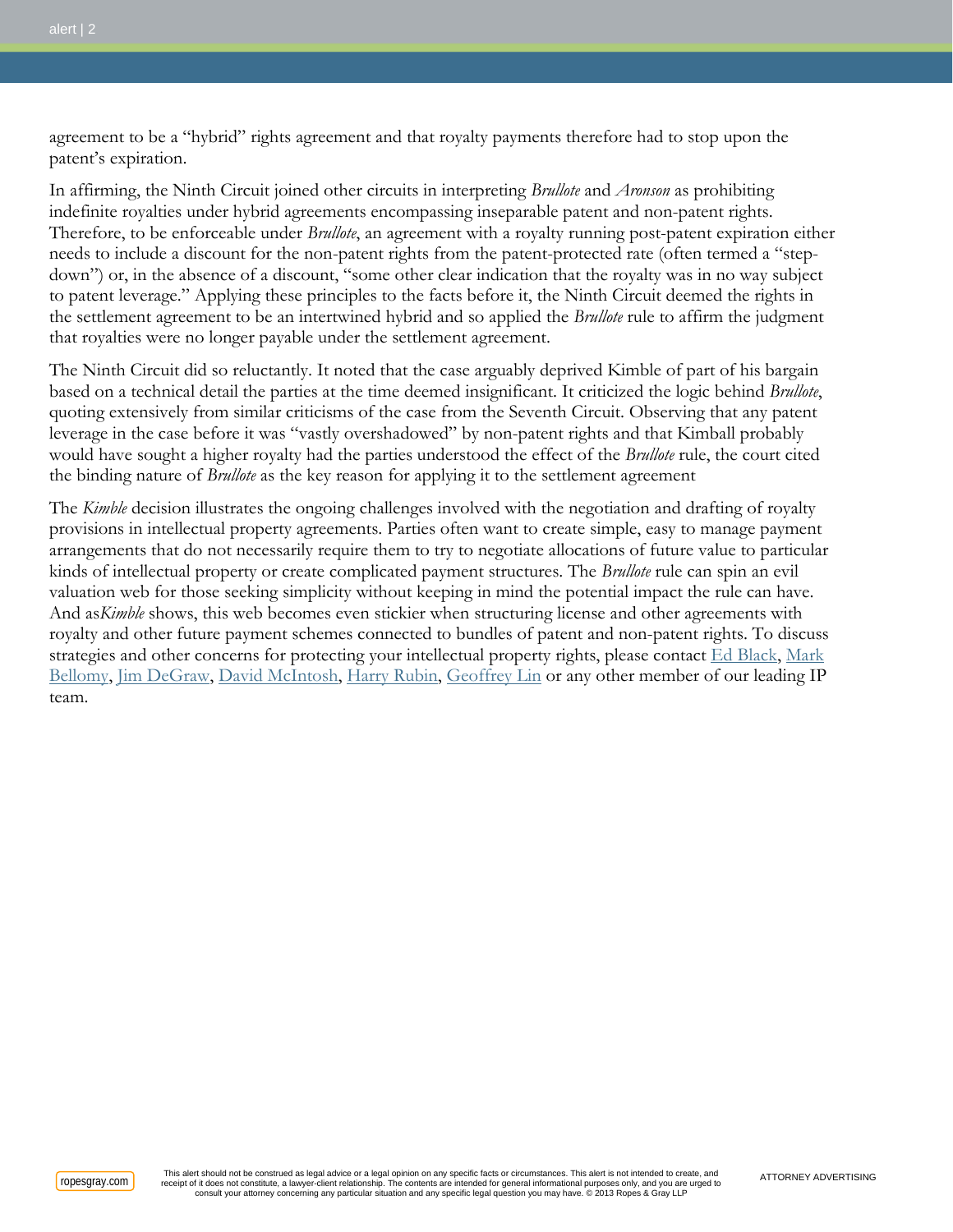agreement to be a "hybrid" rights agreement and that royalty payments therefore had to stop upon the patent's expiration.

In affirming, the Ninth Circuit joined other circuits in interpreting *Brullote* and *Aronson* as prohibiting indefinite royalties under hybrid agreements encompassing inseparable patent and non-patent rights. Therefore, to be enforceable under *Brullote*, an agreement with a royalty running post-patent expiration either needs to include a discount for the non-patent rights from the patent-protected rate (often termed a "step-down") or, in the absence of a discount, "some other clear indication that the royalty was in no way subject to patent leverage." Applying these principles to the facts before it, the Ninth Circuit deemed the rights in the settlement agreement to be an intertwined hybrid and so applied the *Brullote* rule to affirm the judgment that royalties were no longer payable under the settlement agreement.

The Ninth Circuit did so reluctantly. It noted that the case arguably deprived Kimble of part of his bargain based on a technical detail the parties at the time deemed insignificant. It criticized the logic behind *Brullote*, quoting extensively from similar criticisms of the case from the Seventh Circuit. Observing that any patent leverage in the case before it was "vastly overshadowed" by non-patent rights and that Kimball probably would have sought a higher royalty had the parties understood the effect of the *Brullote* rule, the court cited the binding nature of *Brullote* as the key reason for applying it to the settlement agreement

The *Kimble* decision illustrates the ongoing challenges involved with the negotiation and drafting of royalty provisions in intellectual property agreements. Parties often want to create simple, easy to manage payment arrangements that do not necessarily require them to try to negotiate allocations of future value to particular kinds of intellectual property or create complicated payment structures. The *Brullote* rule can spin an evil valuation web for those seeking simplicity without keeping in mind the potential impact the rule can have. And as*Kimble* shows, this web becomes even stickier when structuring license and other agreements with royalty and other future payment schemes connected to bundles of patent and non-patent rights. To discuss strategies and other concerns for protecting your intellectual property rights, please contact Ed Black, Mark Bellomy, Jim DeGraw, David McIntosh, Harry Rubin, Geoffrey Lin or any other member of our leading IP team.

This alert should not be construed as legal advice or a legal opinion on any specific facts or circumstances. This alert is not intended to create, and receipt of it does not constitute, a lawyer-client relationship. The contents are intended for general informational purposes only, and you are urged to consult your attorney concerning any particular situation and any specific legal question you may have. © 2013 Ropes & Gray LLP

ATTORNEY ADVERTISING